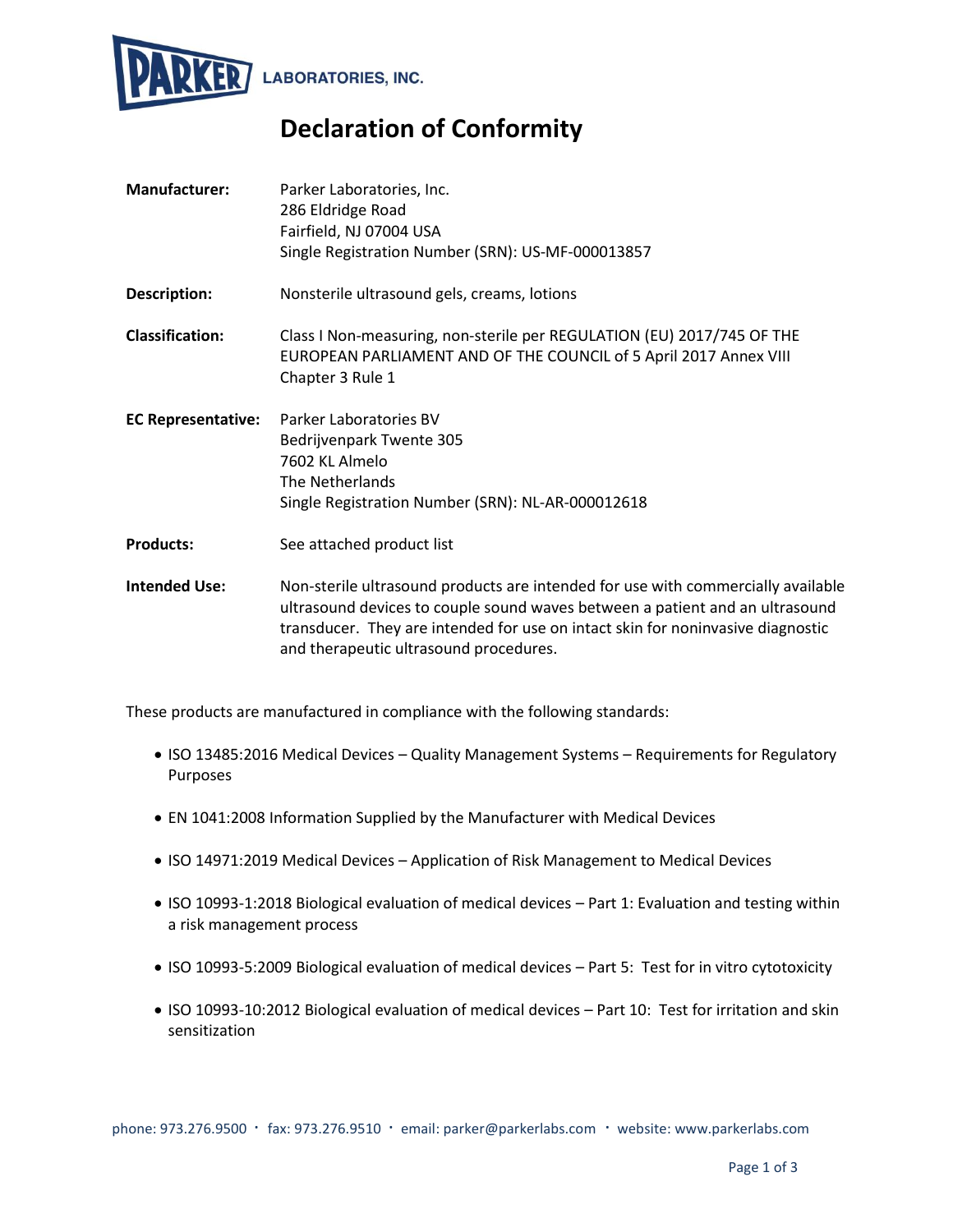PARKER LABORATORIES, INC.

# Declaration of Conformity

**Manufacturer:** Parker Laboratories, Inc.
286 Eldridge Road
Fairfield, NJ 07004 USA
Single Registration Number (SRN): US-MF-000013857

**Description:** Nonsterile ultrasound gels, creams, lotions

**Classification:** Class I Non-measuring, non-sterile per REGULATION (EU) 2017/745 OF THE EUROPEAN PARLIAMENT AND OF THE COUNCIL of 5 April 2017 Annex VIII Chapter 3 Rule 1

**EC Representative:** Parker Laboratories BV
Bedrijvenpark Twente 305
7602 KL Almelo
The Netherlands
Single Registration Number (SRN): NL-AR-000012618

**Products:** See attached product list

**Intended Use:** Non-sterile ultrasound products are intended for use with commercially available ultrasound devices to couple sound waves between a patient and an ultrasound transducer. They are intended for use on intact skin for noninvasive diagnostic and therapeutic ultrasound procedures.

These products are manufactured in compliance with the following standards:

- ISO 13485:2016 Medical Devices – Quality Management Systems – Requirements for Regulatory Purposes
- EN 1041:2008 Information Supplied by the Manufacturer with Medical Devices
- ISO 14971:2019 Medical Devices – Application of Risk Management to Medical Devices
- ISO 10993-1:2018 Biological evaluation of medical devices – Part 1: Evaluation and testing within a risk management process
- ISO 10993-5:2009 Biological evaluation of medical devices – Part 5: Test for in vitro cytotoxicity
- ISO 10993-10:2012 Biological evaluation of medical devices – Part 10: Test for irritation and skin sensitization

phone: 973.276.9500 · fax: 973.276.9510 · email: parker@parkerlabs.com · website: www.parkerlabs.com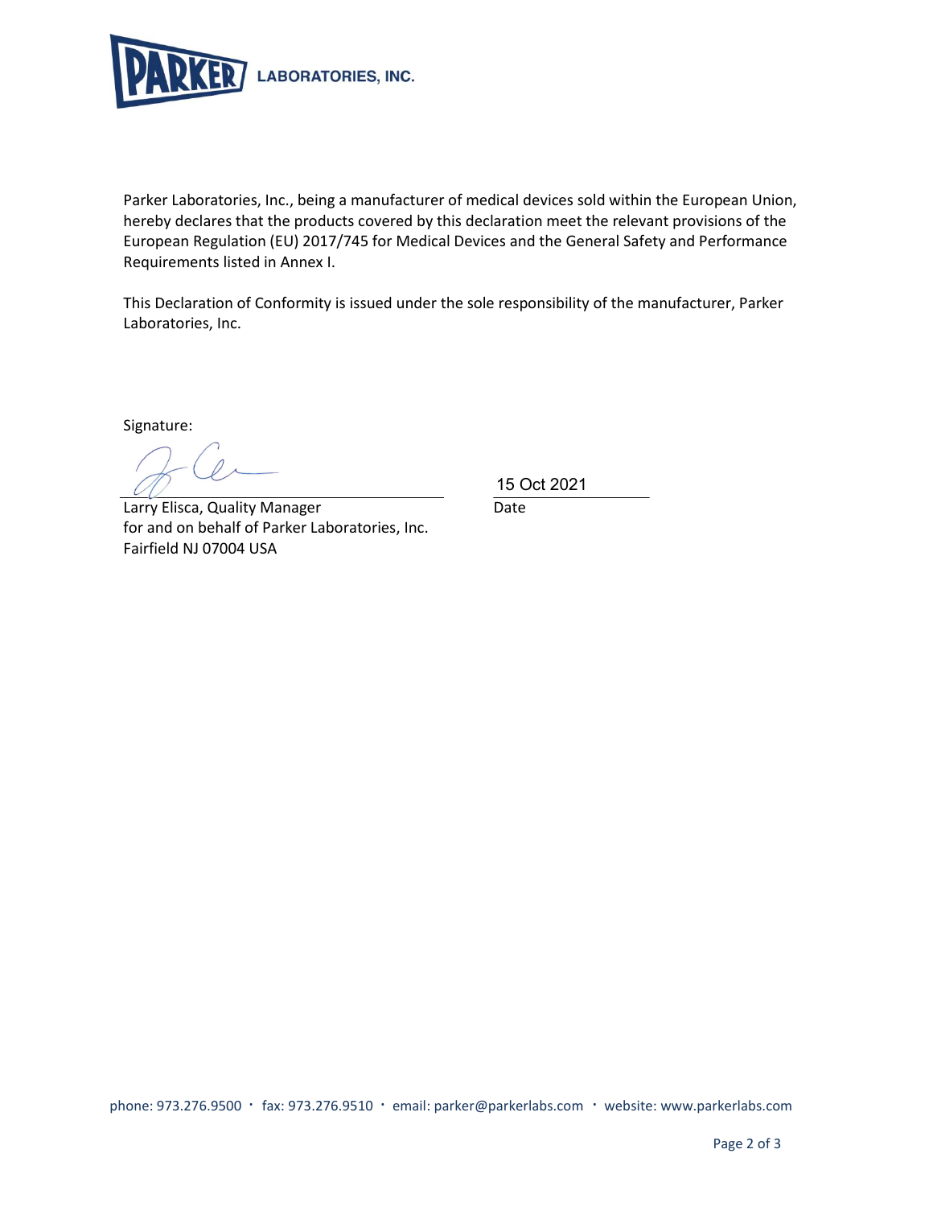PARKER LABORATORIES, INC.

Parker Laboratories, Inc., being a manufacturer of medical devices sold within the European Union, hereby declares that the products covered by this declaration meet the relevant provisions of the European Regulation (EU) 2017/745 for Medical Devices and the General Safety and Performance Requirements listed in Annex I.

This Declaration of Conformity is issued under the sole responsibility of the manufacturer, Parker Laboratories, Inc.

Signature:

Larry Elisca, Quality Manager
for and on behalf of Parker Laboratories, Inc.
Fairfield NJ 07004 USA

15 Oct 2021
Date

phone: 973.276.9500 · fax: 973.276.9510 · email: parker@parkerlabs.com · website: www.parkerlabs.com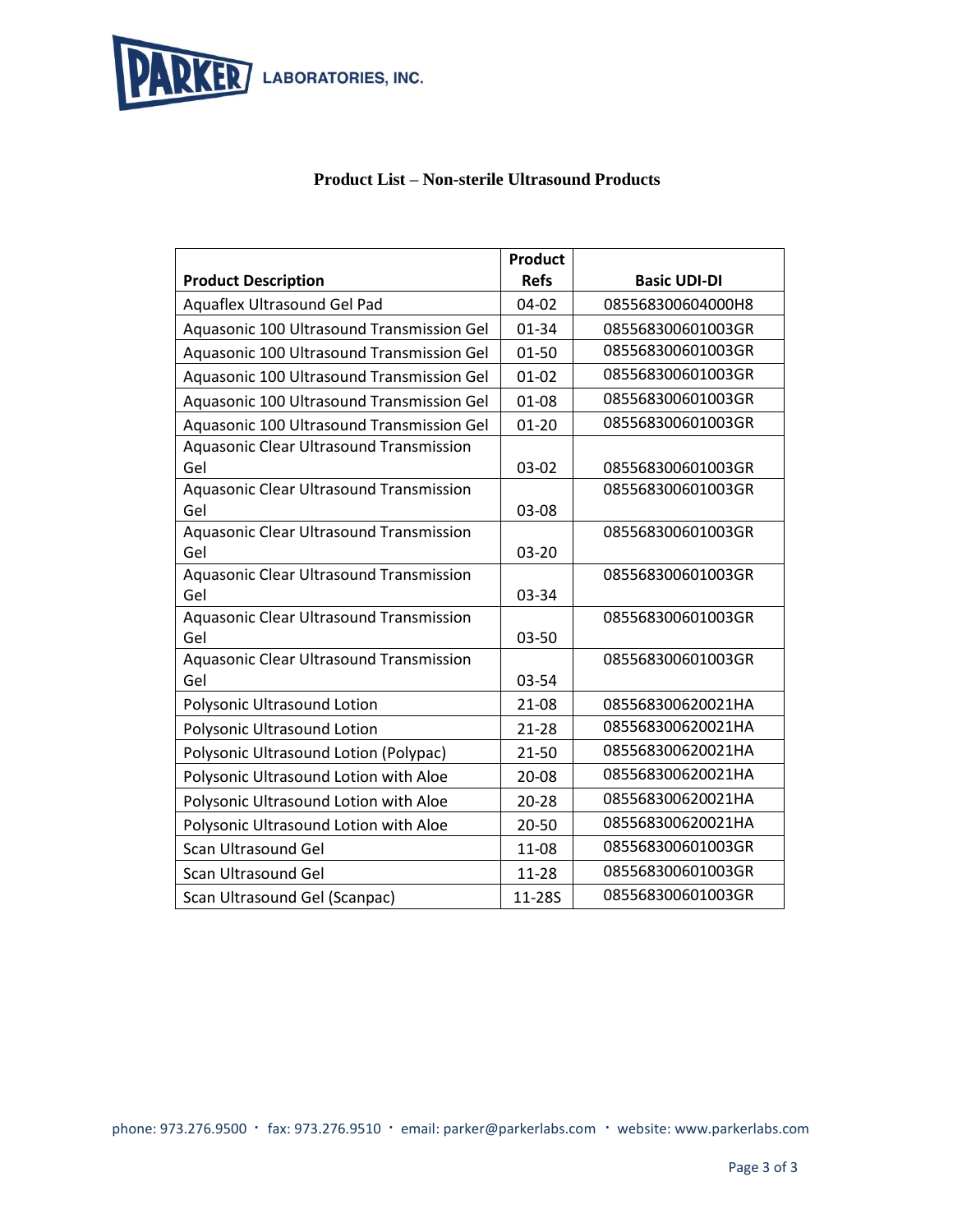PARKER LABORATORIES, INC.

**Product List – Non-sterile Ultrasound Products**

| Product Description | Product Refs | Basic UDI-DI |
|---|---|---|
| Aquaflex Ultrasound Gel Pad | 04-02 | 085568300604000H8 |
| Aquasonic 100 Ultrasound Transmission Gel | 01-34 | 085568300601003GR |
| Aquasonic 100 Ultrasound Transmission Gel | 01-50 | 085568300601003GR |
| Aquasonic 100 Ultrasound Transmission Gel | 01-02 | 085568300601003GR |
| Aquasonic 100 Ultrasound Transmission Gel | 01-08 | 085568300601003GR |
| Aquasonic 100 Ultrasound Transmission Gel | 01-20 | 085568300601003GR |
| Aquasonic Clear Ultrasound Transmission Gel | 03-02 | 085568300601003GR |
| Aquasonic Clear Ultrasound Transmission Gel | 03-08 | 085568300601003GR |
| Aquasonic Clear Ultrasound Transmission Gel | 03-20 | 085568300601003GR |
| Aquasonic Clear Ultrasound Transmission Gel | 03-34 | 085568300601003GR |
| Aquasonic Clear Ultrasound Transmission Gel | 03-50 | 085568300601003GR |
| Aquasonic Clear Ultrasound Transmission Gel | 03-54 | 085568300601003GR |
| Polysonic Ultrasound Lotion | 21-08 | 085568300620021HA |
| Polysonic Ultrasound Lotion | 21-28 | 085568300620021HA |
| Polysonic Ultrasound Lotion (Polypac) | 21-50 | 085568300620021HA |
| Polysonic Ultrasound Lotion with Aloe | 20-08 | 085568300620021HA |
| Polysonic Ultrasound Lotion with Aloe | 20-28 | 085568300620021HA |
| Polysonic Ultrasound Lotion with Aloe | 20-50 | 085568300620021HA |
| Scan Ultrasound Gel | 11-08 | 085568300601003GR |
| Scan Ultrasound Gel | 11-28 | 085568300601003GR |
| Scan Ultrasound Gel (Scanpac) | 11-28S | 085568300601003GR |

phone: 973.276.9500 · fax: 973.276.9510 · email: parker@parkerlabs.com · website: www.parkerlabs.com